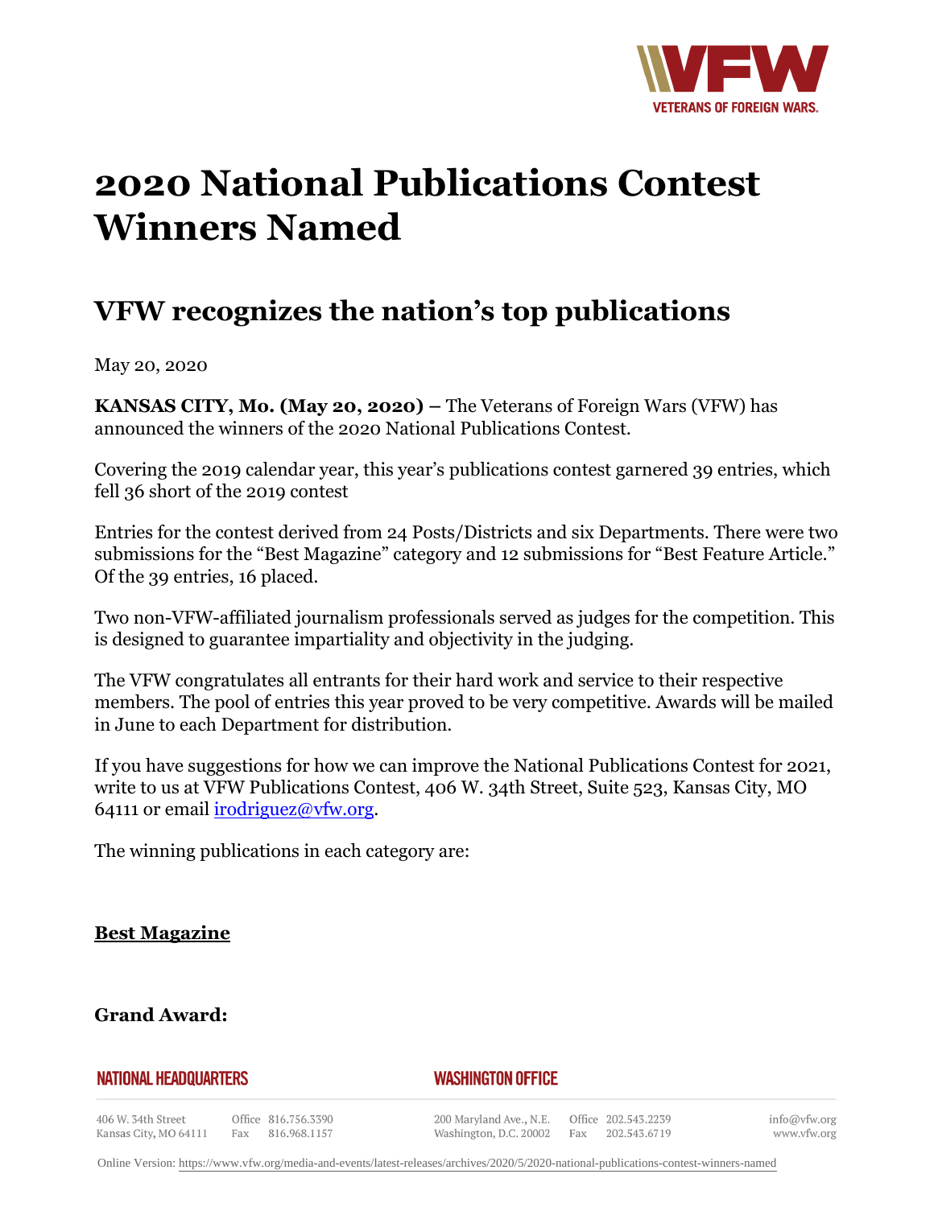# 2020 National Publications Contest Winners Named

## VFW recognizes the nation's top publications

May 20, 2020

**KANSAS CITY, Mo. (May 20, 2020) –** The Veterans of Foreign Wars (VFW) has announced the winners of the 2020 National Publications Contest.

Covering the 2019 calendar year, this year's publications contest garnered 39 entries, which fell 36 short of the 2019 contest

Entries for the contest derived from 24 Posts/Districts and six Departments. There were two submissions for the "Best Magazine" category and 12 submissions for "Best Feature Article." Of the 39 entries, 16 placed.

Two non-VFW-affiliated journalism professionals served as judges for the competition. This is designed to guarantee impartiality and objectivity in the judging.

The VFW congratulates all entrants for their hard work and service to their respective members. The pool of entries this year proved to be very competitive. Awards will be mailed in June to each Department for distribution.

If you have suggestions for how we can improve the National Publications Contest for 2021, write to us at VFW Publications Contest, 406 W. 34th Street, Suite 523, Kansas City, MO 64111 or email irodriguez@vfw.org.

The winning publications in each category are:

**Best Magazine**

**Grand Award:**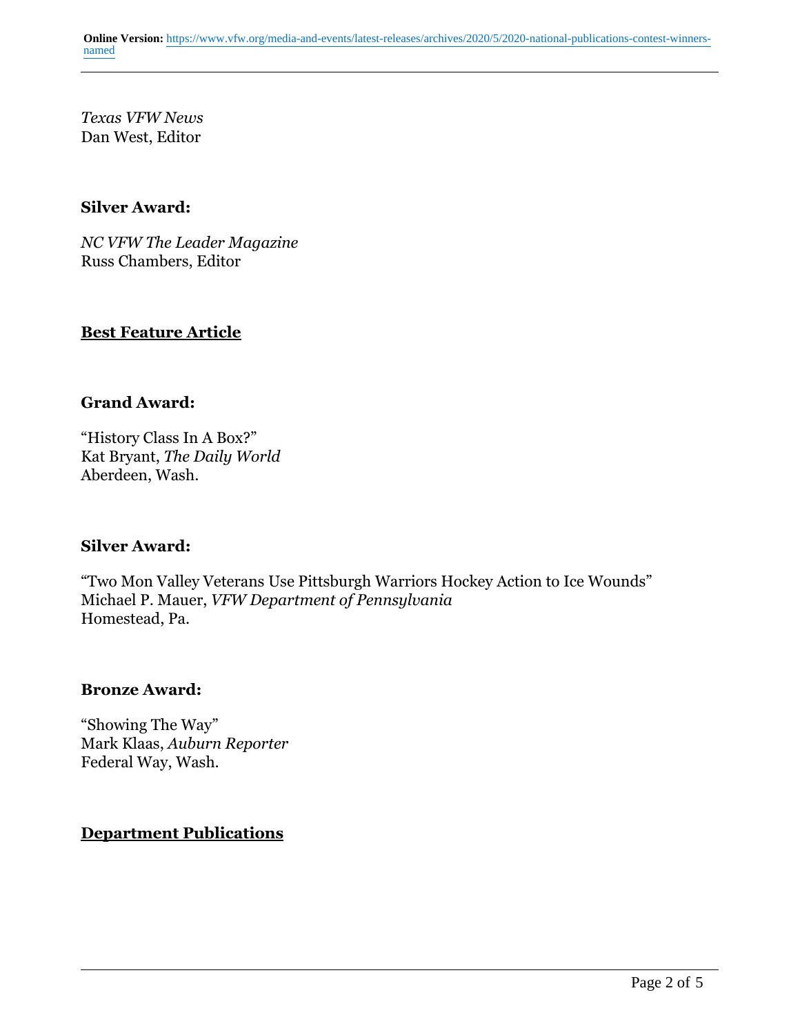*Texas VFW News*
Dan West, Editor

**Silver Award:**

*NC VFW The Leader Magazine*
Russ Chambers, Editor

## Best Feature Article

**Grand Award:**

"History Class In A Box?"
Kat Bryant, *The Daily World*
Aberdeen, Wash.

**Silver Award:**

"Two Mon Valley Veterans Use Pittsburgh Warriors Hockey Action to Ice Wounds"
Michael P. Mauer, *VFW Department of Pennsylvania*
Homestead, Pa.

**Bronze Award:**

"Showing The Way"
Mark Klaas, *Auburn Reporter*
Federal Way, Wash.

## Department Publications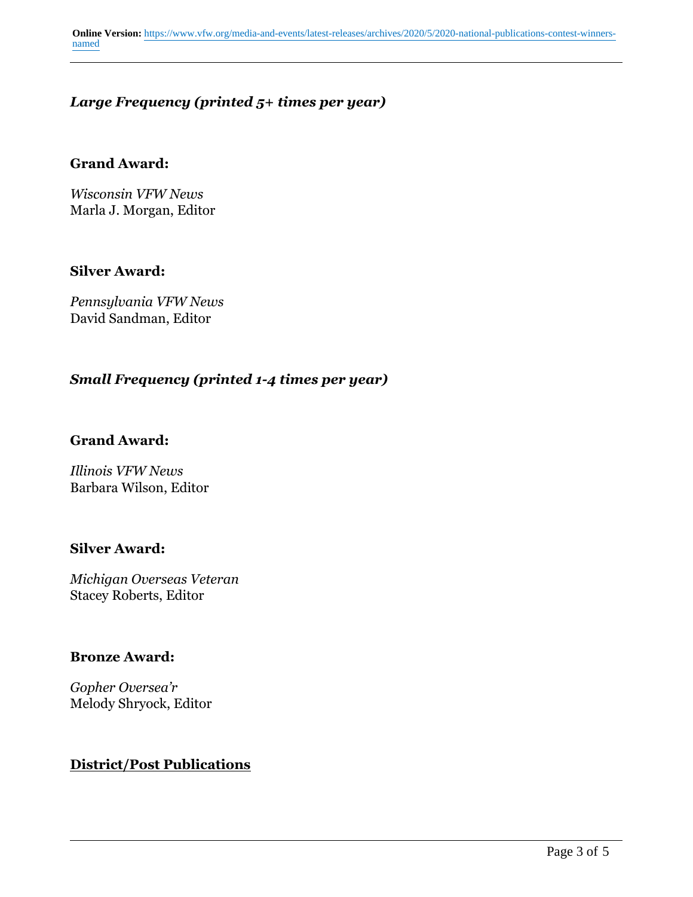### *Large Frequency (printed 5+ times per year)*

**Grand Award:**

*Wisconsin VFW News*
Marla J. Morgan, Editor

**Silver Award:**

*Pennsylvania VFW News*
David Sandman, Editor

### *Small Frequency (printed 1-4 times per year)*

**Grand Award:**

*Illinois VFW News*
Barbara Wilson, Editor

**Silver Award:**

*Michigan Overseas Veteran*
Stacey Roberts, Editor

**Bronze Award:**

*Gopher Oversea'r*
Melody Shryock, Editor

## District/Post Publications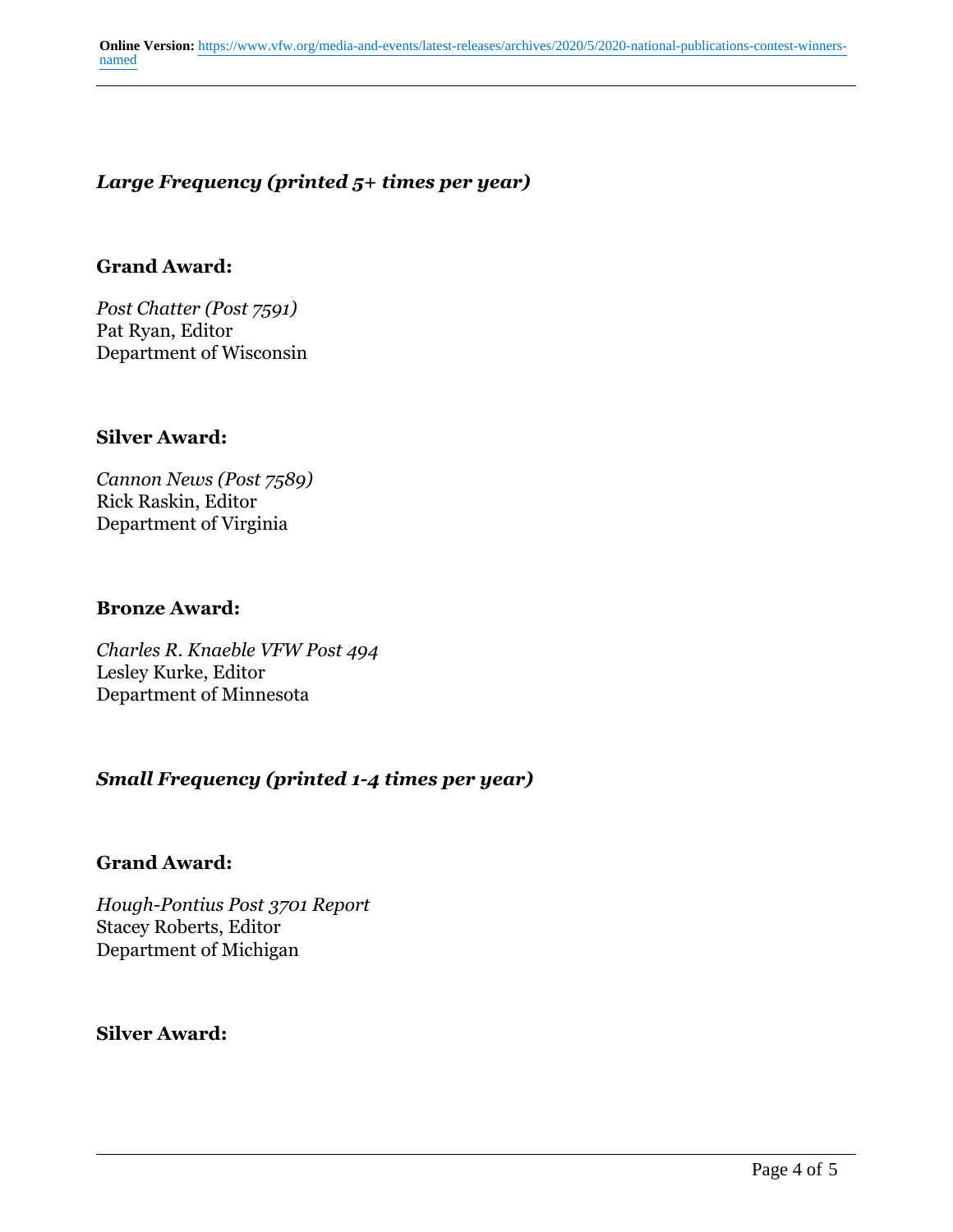### *Large Frequency (printed 5+ times per year)*

**Grand Award:**

*Post Chatter (Post 7591)*
Pat Ryan, Editor
Department of Wisconsin

**Silver Award:**

*Cannon News (Post 7589)*
Rick Raskin, Editor
Department of Virginia

**Bronze Award:**

*Charles R. Knaeble VFW Post 494*
Lesley Kurke, Editor
Department of Minnesota

### *Small Frequency (printed 1-4 times per year)*

**Grand Award:**

*Hough-Pontius Post 3701 Report*
Stacey Roberts, Editor
Department of Michigan

**Silver Award:**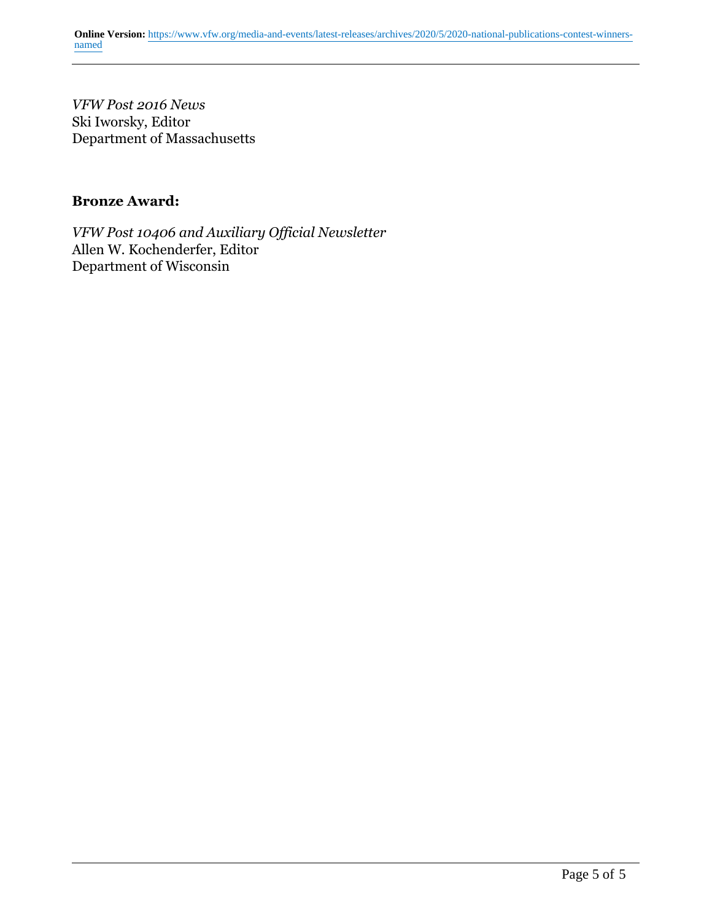*VFW Post 2016 News*
Ski Iworsky, Editor
Department of Massachusetts

**Bronze Award:**

*VFW Post 10406 and Auxiliary Official Newsletter*
Allen W. Kochenderfer, Editor
Department of Wisconsin